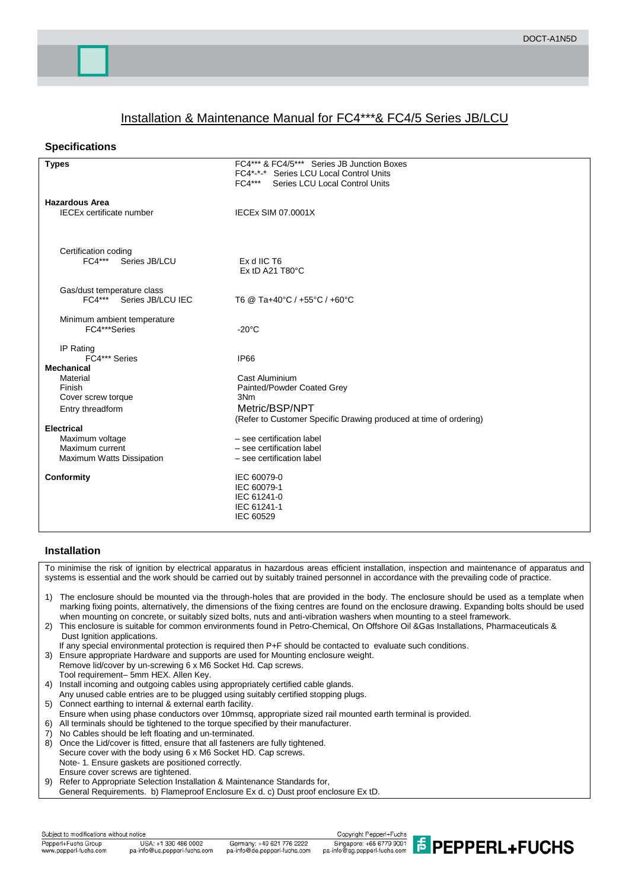# Installation & Maintenance Manual for FC4***& FC4/5 Series JB/LCU

## Specifications

| | |
|---|---|
| **Types** | FC4*** & FC4/5*** Series JB Junction Boxes<br>FC4*-*-* Series LCU Local Control Units<br>FC4*** Series LCU Local Control Units |
| **Hazardous Area** | |
| IECEx certificate number | IECEx SIM 07.0001X |
| Certification coding | |
| FC4*** Series JB/LCU | Ex d IIC T6<br>Ex tD A21 T80°C |
| Gas/dust temperature class | |
| FC4*** Series JB/LCU IEC | T6 @ Ta+40°C / +55°C / +60°C |
| Minimum ambient temperature | |
| FC4***Series | -20°C |
| IP Rating | |
| FC4*** Series | IP66 |
| **Mechanical** | |
| Material | Cast Aluminium |
| Finish | Painted/Powder Coated Grey |
| Cover screw torque | 3Nm |
| Entry threadform | Metric/BSP/NPT<br>(Refer to Customer Specific Drawing produced at time of ordering) |
| **Electrical** | |
| Maximum voltage | – see certification label |
| Maximum current | – see certification label |
| Maximum Watts Dissipation | – see certification label |
| **Conformity** | IEC 60079-0<br>IEC 60079-1<br>IEC 61241-0<br>IEC 61241-1<br>IEC 60529 |

## Installation

To minimise the risk of ignition by electrical apparatus in hazardous areas efficient installation, inspection and maintenance of apparatus and systems is essential and the work should be carried out by suitably trained personnel in accordance with the prevailing code of practice.

1) The enclosure should be mounted via the through-holes that are provided in the body. The enclosure should be used as a template when marking fixing points, alternatively, the dimensions of the fixing centres are found on the enclosure drawing. Expanding bolts should be used when mounting on concrete, or suitably sized bolts, nuts and anti-vibration washers when mounting to a steel framework.
2) This enclosure is suitable for common environments found in Petro-Chemical, On Offshore Oil &Gas Installations, Pharmaceuticals & Dust Ignition applications.
   If any special environmental protection is required then P+F should be contacted to evaluate such conditions.
3) Ensure appropriate Hardware and supports are used for Mounting enclosure weight.
   Remove lid/cover by un-screwing 6 x M6 Socket Hd. Cap screws.
   Tool requirement– 5mm HEX. Allen Key.
4) Install incoming and outgoing cables using appropriately certified cable glands.
   Any unused cable entries are to be plugged using suitably certified stopping plugs.
5) Connect earthing to internal & external earth facility.
   Ensure when using phase conductors over 10mmsq, appropriate sized rail mounted earth terminal is provided.
6) All terminals should be tightened to the torque specified by their manufacturer.
7) No Cables should be left floating and un-terminated.
8) Once the Lid/cover is fitted, ensure that all fasteners are fully tightened.
   Secure cover with the body using 6 x M6 Socket HD. Cap screws.
   Note- 1. Ensure gaskets are positioned correctly.
   Ensure cover screws are tightened.
9) Refer to Appropriate Selection Installation & Maintenance Standards for,
   General Requirements. b) Flameproof Enclosure Ex d. c) Dust proof enclosure Ex tD.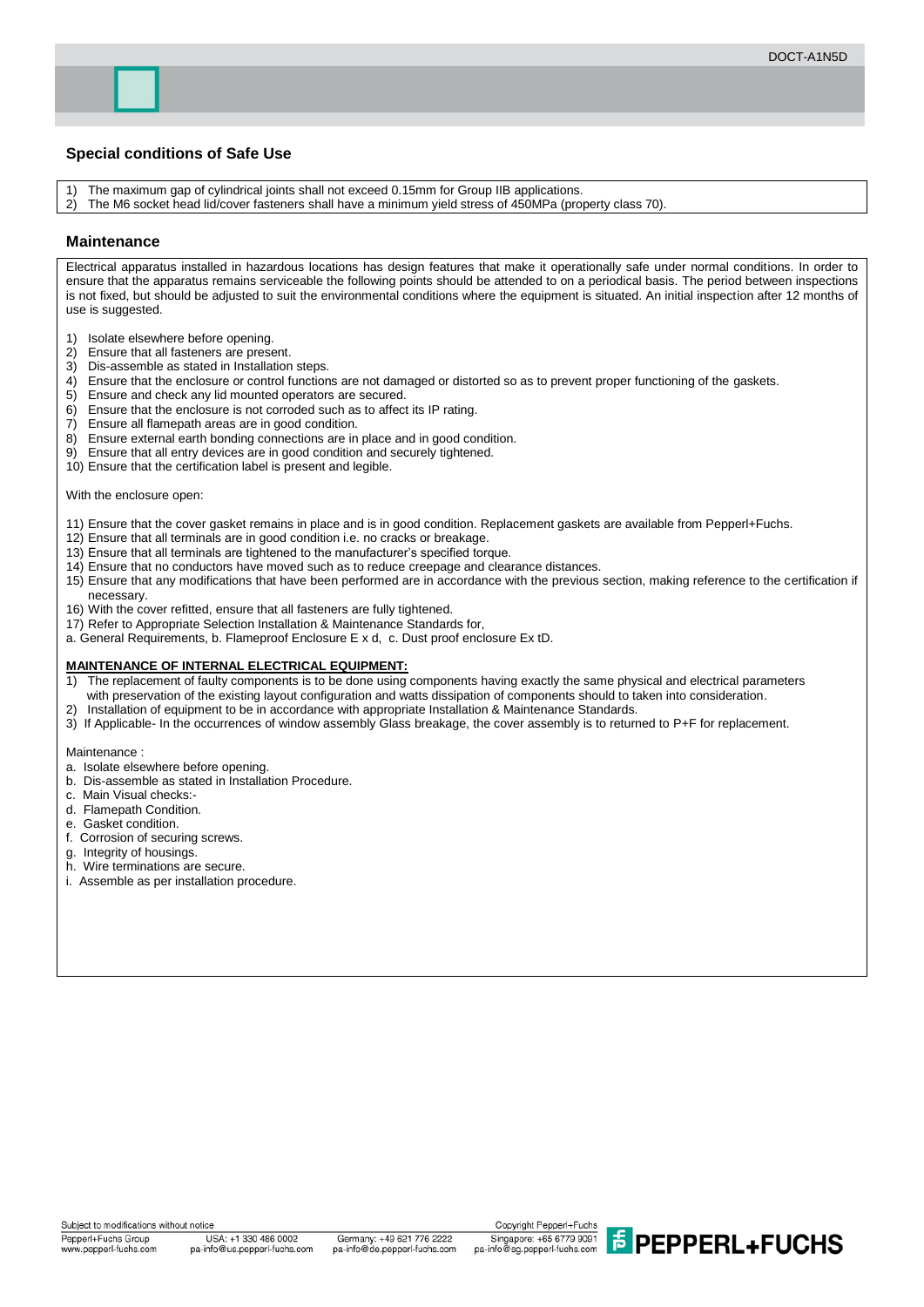## Special conditions of Safe Use

1) The maximum gap of cylindrical joints shall not exceed 0.15mm for Group IIB applications.
2) The M6 socket head lid/cover fasteners shall have a minimum yield stress of 450MPa (property class 70).

## Maintenance

Electrical apparatus installed in hazardous locations has design features that make it operationally safe under normal conditions. In order to ensure that the apparatus remains serviceable the following points should be attended to on a periodical basis. The period between inspections is not fixed, but should be adjusted to suit the environmental conditions where the equipment is situated. An initial inspection after 12 months of use is suggested.

1) Isolate elsewhere before opening.
2) Ensure that all fasteners are present.
3) Dis-assemble as stated in Installation steps.
4) Ensure that the enclosure or control functions are not damaged or distorted so as to prevent proper functioning of the gaskets.
5) Ensure and check any lid mounted operators are secured.
6) Ensure that the enclosure is not corroded such as to affect its IP rating.
7) Ensure all flamepath areas are in good condition.
8) Ensure external earth bonding connections are in place and in good condition.
9) Ensure that all entry devices are in good condition and securely tightened.
10) Ensure that the certification label is present and legible.

With the enclosure open:

11) Ensure that the cover gasket remains in place and is in good condition. Replacement gaskets are available from Pepperl+Fuchs.
12) Ensure that all terminals are in good condition i.e. no cracks or breakage.
13) Ensure that all terminals are tightened to the manufacturer's specified torque.
14) Ensure that no conductors have moved such as to reduce creepage and clearance distances.
15) Ensure that any modifications that have been performed are in accordance with the previous section, making reference to the certification if necessary.
16) With the cover refitted, ensure that all fasteners are fully tightened.
17) Refer to Appropriate Selection Installation & Maintenance Standards for,

a. General Requirements, b. Flameproof Enclosure E x d, c. Dust proof enclosure Ex tD.

**MAINTENANCE OF INTERNAL ELECTRICAL EQUIPMENT:**

1) The replacement of faulty components is to be done using components having exactly the same physical and electrical parameters with preservation of the existing layout configuration and watts dissipation of components should to taken into consideration.
2) Installation of equipment to be in accordance with appropriate Installation & Maintenance Standards.
3) If Applicable- In the occurrences of window assembly Glass breakage, the cover assembly is to returned to P+F for replacement.

Maintenance :

a. Isolate elsewhere before opening.
b. Dis-assemble as stated in Installation Procedure.
c. Main Visual checks:-
d. Flamepath Condition.
e. Gasket condition.
f. Corrosion of securing screws.
g. Integrity of housings.
h. Wire terminations are secure.
i. Assemble as per installation procedure.